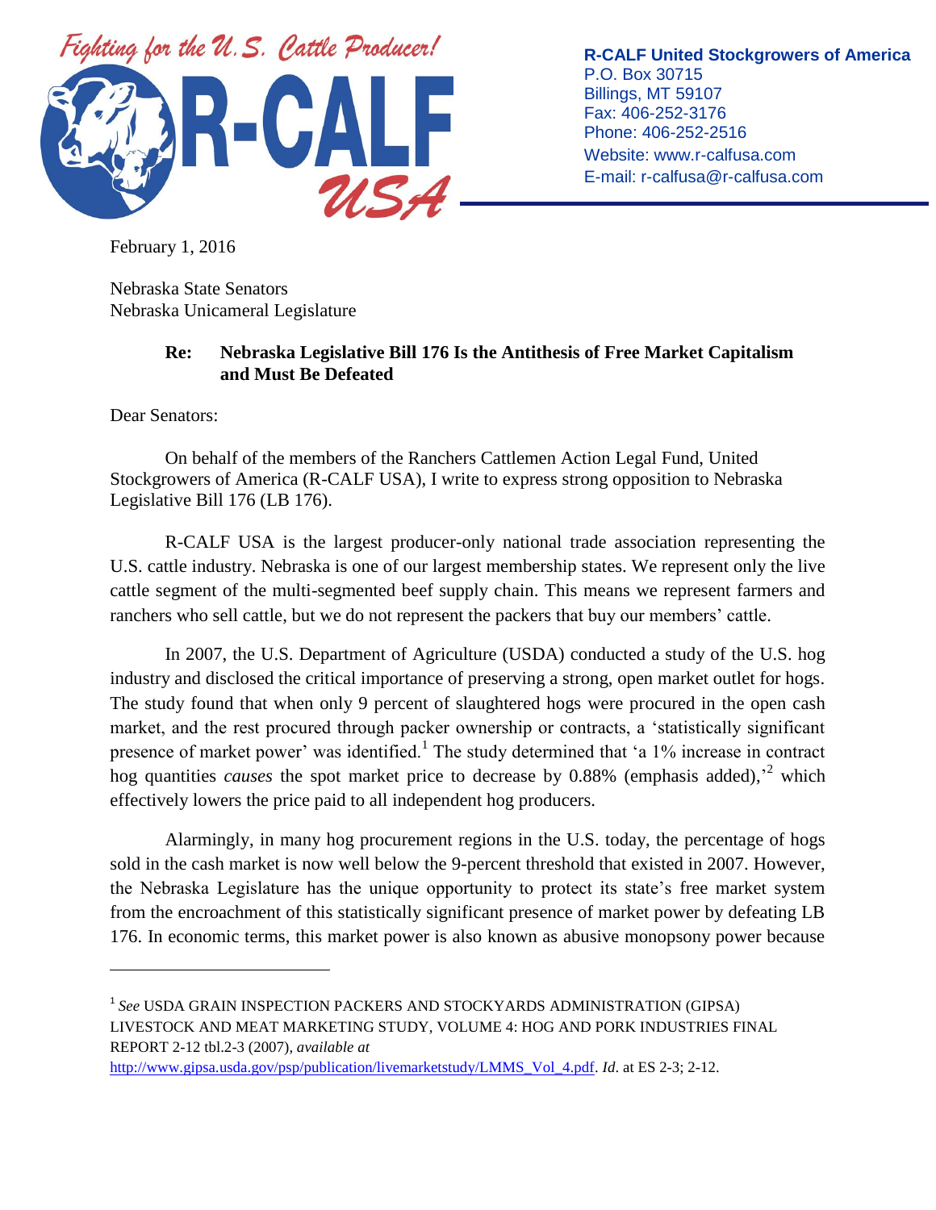Fighting for the U.S. Cattle Producer!

**R-CALF USA**

**R-CALF United Stockgrowers of America**
P.O. Box 30715
Billings, MT 59107
Fax: 406-252-3176
Phone: 406-252-2516
Website: www.r-calfusa.com
E-mail: r-calfusa@r-calfusa.com

February 1, 2016

Nebraska State Senators
Nebraska Unicameral Legislature

**Re: Nebraska Legislative Bill 176 Is the Antithesis of Free Market Capitalism and Must Be Defeated**

Dear Senators:

On behalf of the members of the Ranchers Cattlemen Action Legal Fund, United Stockgrowers of America (R-CALF USA), I write to express strong opposition to Nebraska Legislative Bill 176 (LB 176).

R-CALF USA is the largest producer-only national trade association representing the U.S. cattle industry. Nebraska is one of our largest membership states. We represent only the live cattle segment of the multi-segmented beef supply chain. This means we represent farmers and ranchers who sell cattle, but we do not represent the packers that buy our members' cattle.

In 2007, the U.S. Department of Agriculture (USDA) conducted a study of the U.S. hog industry and disclosed the critical importance of preserving a strong, open market outlet for hogs. The study found that when only 9 percent of slaughtered hogs were procured in the open cash market, and the rest procured through packer ownership or contracts, a 'statistically significant presence of market power' was identified.[1] The study determined that 'a 1% increase in contract hog quantities *causes* the spot market price to decrease by 0.88% (emphasis added),'[2] which effectively lowers the price paid to all independent hog producers.

Alarmingly, in many hog procurement regions in the U.S. today, the percentage of hogs sold in the cash market is now well below the 9-percent threshold that existed in 2007. However, the Nebraska Legislature has the unique opportunity to protect its state's free market system from the encroachment of this statistically significant presence of market power by defeating LB 176. In economic terms, this market power is also known as abusive monopsony power because

---

[1] *See* USDA GRAIN INSPECTION PACKERS AND STOCKYARDS ADMINISTRATION (GIPSA) LIVESTOCK AND MEAT MARKETING STUDY, VOLUME 4: HOG AND PORK INDUSTRIES FINAL REPORT 2-12 tbl.2-3 (2007), *available at* http://www.gipsa.usda.gov/psp/publication/livemarketstudy/LMMS_Vol_4.pdf. *Id*. at ES 2-3; 2-12.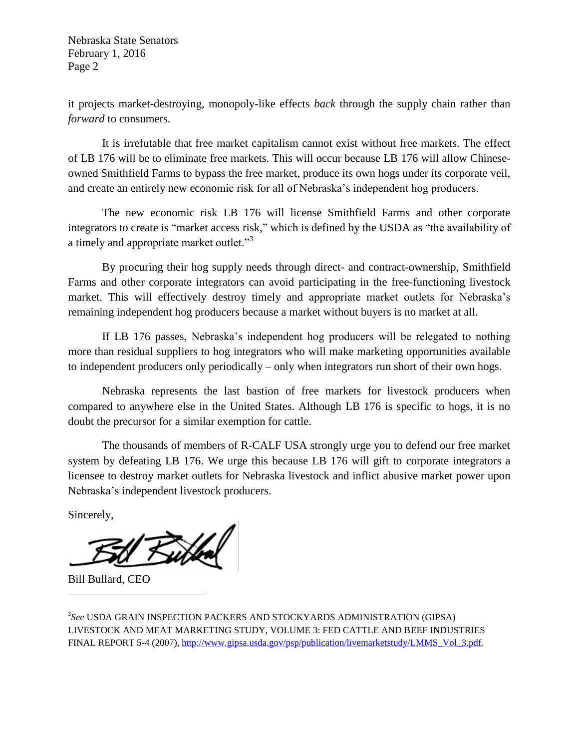it projects market-destroying, monopoly-like effects *back* through the supply chain rather than *forward* to consumers.

It is irrefutable that free market capitalism cannot exist without free markets. The effect of LB 176 will be to eliminate free markets. This will occur because LB 176 will allow Chinese-owned Smithfield Farms to bypass the free market, produce its own hogs under its corporate veil, and create an entirely new economic risk for all of Nebraska's independent hog producers.

The new economic risk LB 176 will license Smithfield Farms and other corporate integrators to create is "market access risk," which is defined by the USDA as "the availability of a timely and appropriate market outlet."[3]

By procuring their hog supply needs through direct- and contract-ownership, Smithfield Farms and other corporate integrators can avoid participating in the free-functioning livestock market. This will effectively destroy timely and appropriate market outlets for Nebraska's remaining independent hog producers because a market without buyers is no market at all.

If LB 176 passes, Nebraska's independent hog producers will be relegated to nothing more than residual suppliers to hog integrators who will make marketing opportunities available to independent producers only periodically – only when integrators run short of their own hogs.

Nebraska represents the last bastion of free markets for livestock producers when compared to anywhere else in the United States. Although LB 176 is specific to hogs, it is no doubt the precursor for a similar exemption for cattle.

The thousands of members of R-CALF USA strongly urge you to defend our free market system by defeating LB 176. We urge this because LB 176 will gift to corporate integrators a licensee to destroy market outlets for Nebraska livestock and inflict abusive market power upon Nebraska's independent livestock producers.

Sincerely,

Bill Bullard, CEO

---

[3] *See* USDA GRAIN INSPECTION PACKERS AND STOCKYARDS ADMINISTRATION (GIPSA) LIVESTOCK AND MEAT MARKETING STUDY, VOLUME 3: FED CATTLE AND BEEF INDUSTRIES FINAL REPORT 5-4 (2007), http://www.gipsa.usda.gov/psp/publication/livemarketstudy/LMMS_Vol_3.pdf.